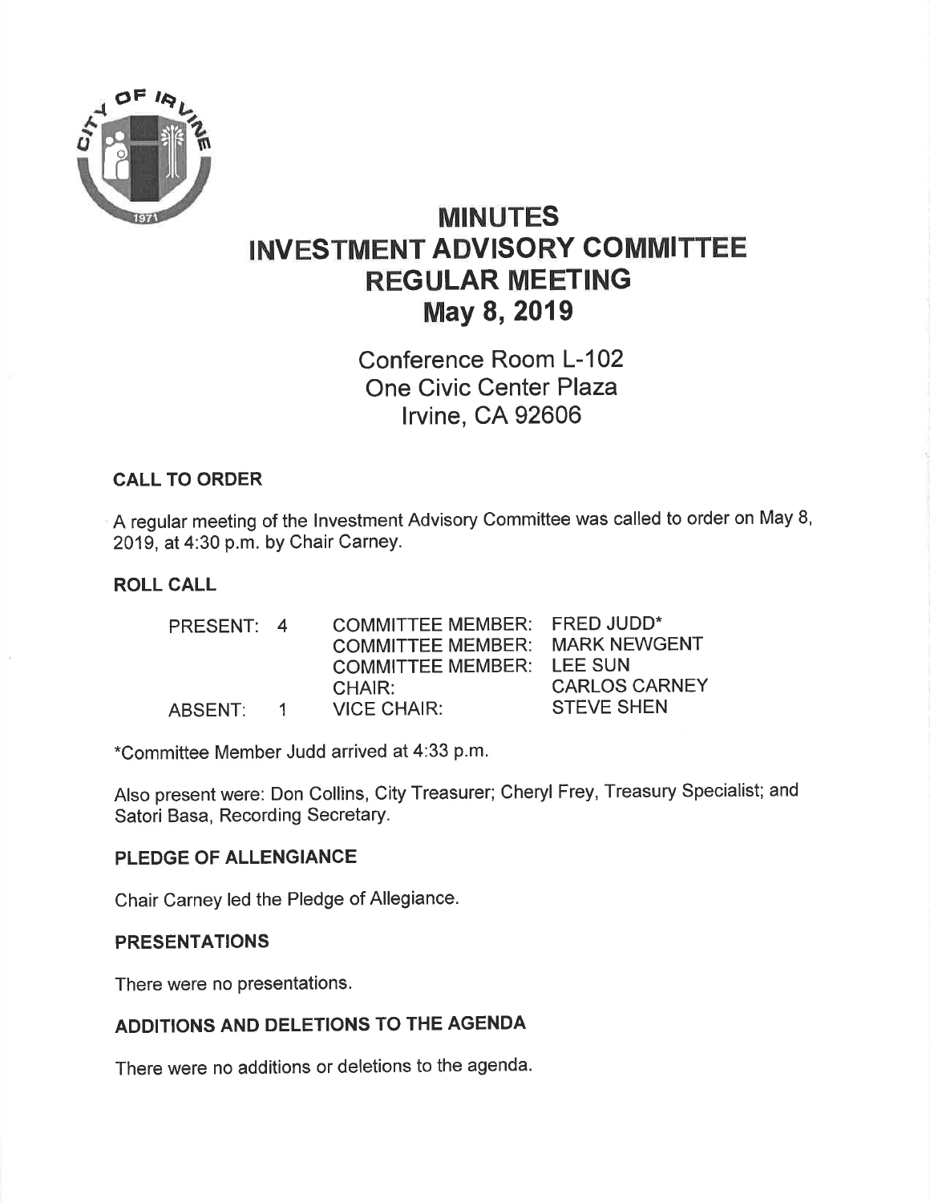# MINUTES
# INVESTMENT ADVISORY COMMITTEE
# REGULAR MEETING
# May 8, 2019

Conference Room L-102
One Civic Center Plaza
Irvine, CA 92606

### CALL TO ORDER

A regular meeting of the Investment Advisory Committee was called to order on May 8, 2019, at 4:30 p.m. by Chair Carney.

### ROLL CALL

| | | | |
|---|---|---|---|
| PRESENT: | 4 | COMMITTEE MEMBER: | FRED JUDD* |
| | | COMMITTEE MEMBER: | MARK NEWGENT |
| | | COMMITTEE MEMBER: | LEE SUN |
| | | CHAIR: | CARLOS CARNEY |
| ABSENT: | 1 | VICE CHAIR: | STEVE SHEN |

*Committee Member Judd arrived at 4:33 p.m.

Also present were: Don Collins, City Treasurer; Cheryl Frey, Treasury Specialist; and Satori Basa, Recording Secretary.

### PLEDGE OF ALLENGIANCE

Chair Carney led the Pledge of Allegiance.

### PRESENTATIONS

There were no presentations.

### ADDITIONS AND DELETIONS TO THE AGENDA

There were no additions or deletions to the agenda.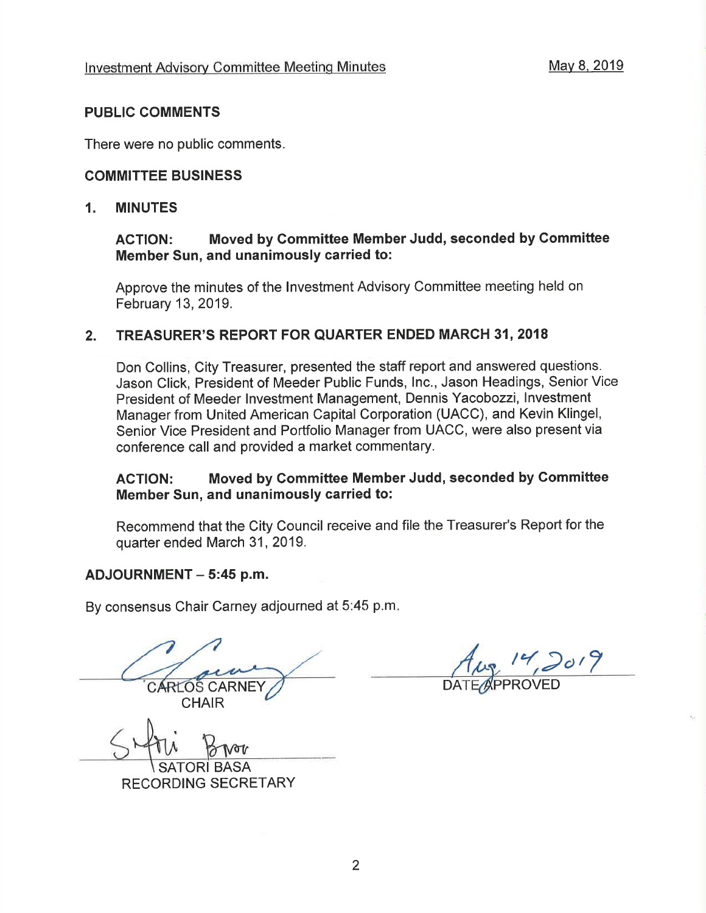**PUBLIC COMMENTS**

There were no public comments.

**COMMITTEE BUSINESS**

**1. MINUTES**

**ACTION: Moved by Committee Member Judd, seconded by Committee Member Sun, and unanimously carried to:**

Approve the minutes of the Investment Advisory Committee meeting held on February 13, 2019.

**2. TREASURER'S REPORT FOR QUARTER ENDED MARCH 31, 2018**

Don Collins, City Treasurer, presented the staff report and answered questions. Jason Click, President of Meeder Public Funds, Inc., Jason Headings, Senior Vice President of Meeder Investment Management, Dennis Yacobozzi, Investment Manager from United American Capital Corporation (UACC), and Kevin Klingel, Senior Vice President and Portfolio Manager from UACC, were also present via conference call and provided a market commentary.

**ACTION: Moved by Committee Member Judd, seconded by Committee Member Sun, and unanimously carried to:**

Recommend that the City Council receive and file the Treasurer's Report for the quarter ended March 31, 2019.

**ADJOURNMENT – 5:45 p.m.**

By consensus Chair Carney adjourned at 5:45 p.m.

CARLOS CARNEY
CHAIR

Aug. 14, 2019
DATE APPROVED

SATORI BASA
RECORDING SECRETARY